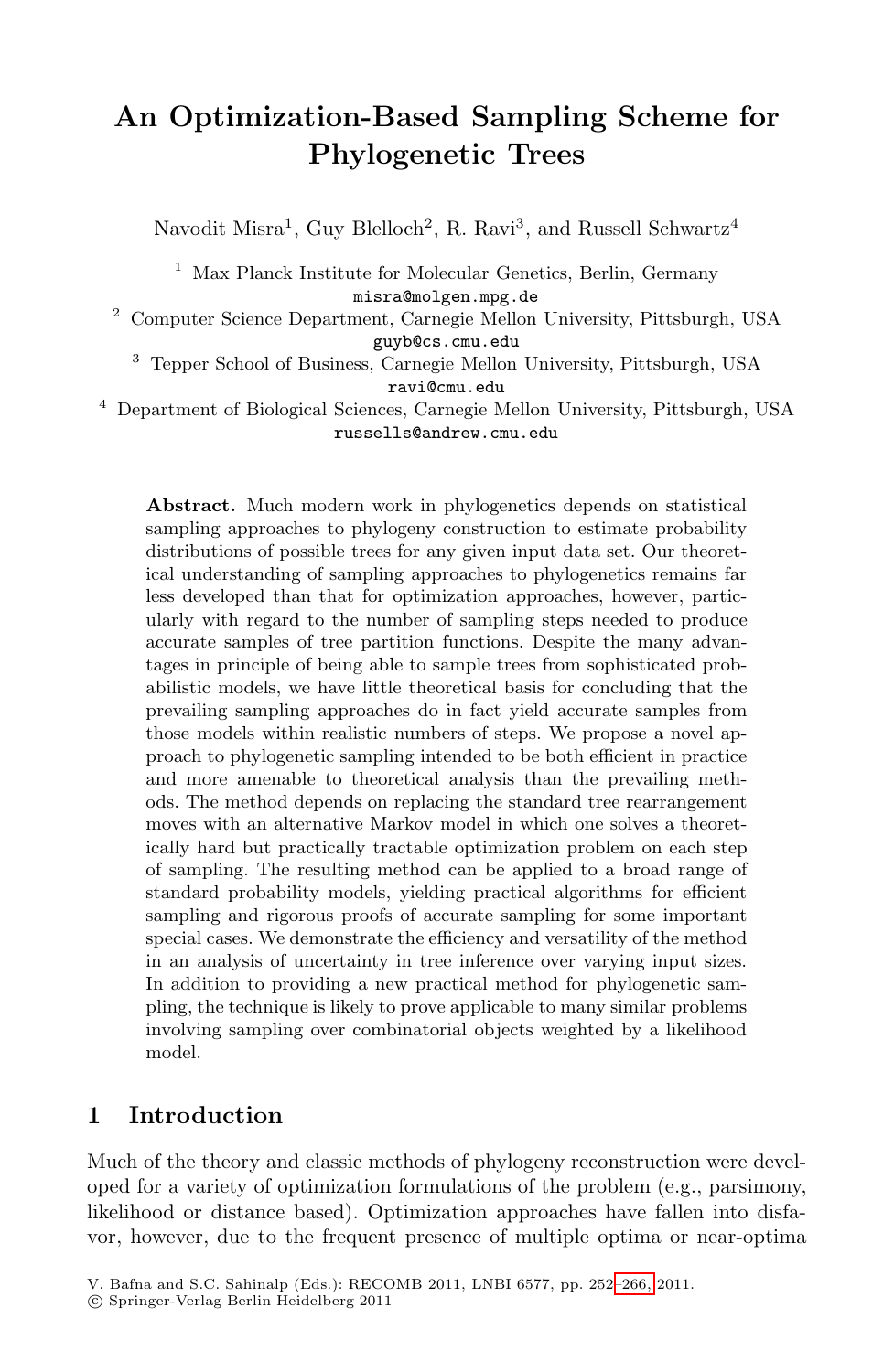# An Optimization-Based Sampling Scheme for Phylogenetic Trees

Navodit Misra[1], Guy Blelloch[2], R. Ravi[3], and Russell Schwartz[4]

[1] Max Planck Institute for Molecular Genetics, Berlin, Germany
misra@molgen.mpg.de

[2] Computer Science Department, Carnegie Mellon University, Pittsburgh, USA
guyb@cs.cmu.edu

[3] Tepper School of Business, Carnegie Mellon University, Pittsburgh, USA
ravi@cmu.edu

[4] Department of Biological Sciences, Carnegie Mellon University, Pittsburgh, USA
russells@andrew.cmu.edu

**Abstract.** Much modern work in phylogenetics depends on statistical sampling approaches to phylogeny construction to estimate probability distributions of possible trees for any given input data set. Our theoretical understanding of sampling approaches to phylogenetics remains far less developed than that for optimization approaches, however, particularly with regard to the number of sampling steps needed to produce accurate samples of tree partition functions. Despite the many advantages in principle of being able to sample trees from sophisticated probabilistic models, we have little theoretical basis for concluding that the prevailing sampling approaches do in fact yield accurate samples from those models within realistic numbers of steps. We propose a novel approach to phylogenetic sampling intended to be both efficient in practice and more amenable to theoretical analysis than the prevailing methods. The method depends on replacing the standard tree rearrangement moves with an alternative Markov model in which one solves a theoretically hard but practically tractable optimization problem on each step of sampling. The resulting method can be applied to a broad range of standard probability models, yielding practical algorithms for efficient sampling and rigorous proofs of accurate sampling for some important special cases. We demonstrate the efficiency and versatility of the method in an analysis of uncertainty in tree inference over varying input sizes. In addition to providing a new practical method for phylogenetic sampling, the technique is likely to prove applicable to many similar problems involving sampling over combinatorial objects weighted by a likelihood model.

## 1 Introduction

Much of the theory and classic methods of phylogeny reconstruction were developed for a variety of optimization formulations of the problem (e.g., parsimony, likelihood or distance based). Optimization approaches have fallen into disfavor, however, due to the frequent presence of multiple optima or near-optima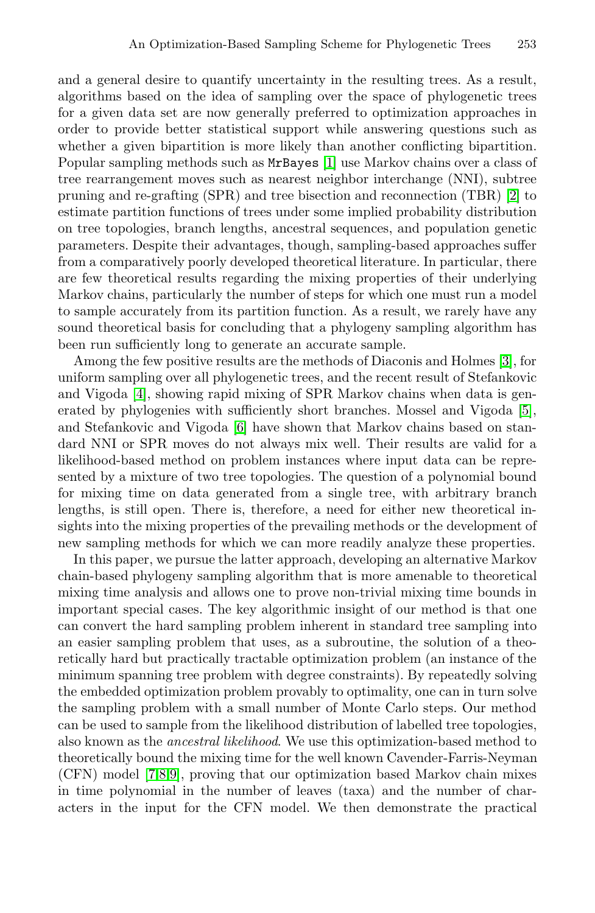and a general desire to quantify uncertainty in the resulting trees. As a result, algorithms based on the idea of sampling over the space of phylogenetic trees for a given data set are now generally preferred to optimization approaches in order to provide better statistical support while answering questions such as whether a given bipartition is more likely than another conflicting bipartition. Popular sampling methods such as `MrBayes` [1] use Markov chains over a class of tree rearrangement moves such as nearest neighbor interchange (NNI), subtree pruning and re-grafting (SPR) and tree bisection and reconnection (TBR) [2] to estimate partition functions of trees under some implied probability distribution on tree topologies, branch lengths, ancestral sequences, and population genetic parameters. Despite their advantages, though, sampling-based approaches suffer from a comparatively poorly developed theoretical literature. In particular, there are few theoretical results regarding the mixing properties of their underlying Markov chains, particularly the number of steps for which one must run a model to sample accurately from its partition function. As a result, we rarely have any sound theoretical basis for concluding that a phylogeny sampling algorithm has been run sufficiently long to generate an accurate sample.

Among the few positive results are the methods of Diaconis and Holmes [3], for uniform sampling over all phylogenetic trees, and the recent result of Stefankovic and Vigoda [4], showing rapid mixing of SPR Markov chains when data is generated by phylogenies with sufficiently short branches. Mossel and Vigoda [5], and Stefankovic and Vigoda [6] have shown that Markov chains based on standard NNI or SPR moves do not always mix well. Their results are valid for a likelihood-based method on problem instances where input data can be represented by a mixture of two tree topologies. The question of a polynomial bound for mixing time on data generated from a single tree, with arbitrary branch lengths, is still open. There is, therefore, a need for either new theoretical insights into the mixing properties of the prevailing methods or the development of new sampling methods for which we can more readily analyze these properties.

In this paper, we pursue the latter approach, developing an alternative Markov chain-based phylogeny sampling algorithm that is more amenable to theoretical mixing time analysis and allows one to prove non-trivial mixing time bounds in important special cases. The key algorithmic insight of our method is that one can convert the hard sampling problem inherent in standard tree sampling into an easier sampling problem that uses, as a subroutine, the solution of a theoretically hard but practically tractable optimization problem (an instance of the minimum spanning tree problem with degree constraints). By repeatedly solving the embedded optimization problem provably to optimality, one can in turn solve the sampling problem with a small number of Monte Carlo steps. Our method can be used to sample from the likelihood distribution of labelled tree topologies, also known as the *ancestral likelihood*. We use this optimization-based method to theoretically bound the mixing time for the well known Cavender-Farris-Neyman (CFN) model [7,8,9], proving that our optimization based Markov chain mixes in time polynomial in the number of leaves (taxa) and the number of characters in the input for the CFN model. We then demonstrate the practical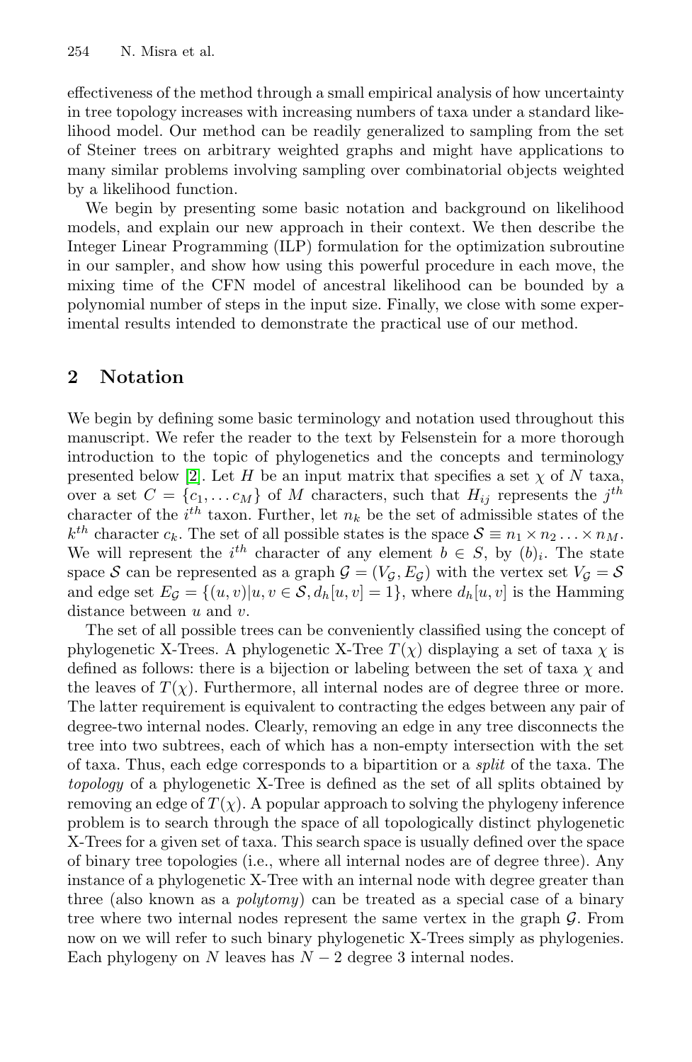effectiveness of the method through a small empirical analysis of how uncertainty in tree topology increases with increasing numbers of taxa under a standard likelihood model. Our method can be readily generalized to sampling from the set of Steiner trees on arbitrary weighted graphs and might have applications to many similar problems involving sampling over combinatorial objects weighted by a likelihood function.

We begin by presenting some basic notation and background on likelihood models, and explain our new approach in their context. We then describe the Integer Linear Programming (ILP) formulation for the optimization subroutine in our sampler, and show how using this powerful procedure in each move, the mixing time of the CFN model of ancestral likelihood can be bounded by a polynomial number of steps in the input size. Finally, we close with some experimental results intended to demonstrate the practical use of our method.

## 2 Notation

We begin by defining some basic terminology and notation used throughout this manuscript. We refer the reader to the text by Felsenstein for a more thorough introduction to the topic of phylogenetics and the concepts and terminology presented below [2]. Let $H$ be an input matrix that specifies a set $\chi$ of $N$ taxa, over a set $C = \{c_1, \dots c_M\}$ of $M$ characters, such that $H_{ij}$ represents the $j^{th}$ character of the $i^{th}$ taxon. Further, let $n_k$ be the set of admissible states of the $k^{th}$ character $c_k$. The set of all possible states is the space $\mathcal{S} \equiv n_1 \times n_2 \dots \times n_M$. We will represent the $i^{th}$ character of any element $b \in S$, by $(b)_i$. The state space $\mathcal{S}$ can be represented as a graph $\mathcal{G} = (V_{\mathcal{G}}, E_{\mathcal{G}})$ with the vertex set $V_{\mathcal{G}} = \mathcal{S}$ and edge set $E_{\mathcal{G}} = \{(u, v) | u, v \in \mathcal{S}, d_h[u, v] = 1\}$, where $d_h[u, v]$ is the Hamming distance between $u$ and $v$.

The set of all possible trees can be conveniently classified using the concept of phylogenetic X-Trees. A phylogenetic X-Tree $T(\chi)$ displaying a set of taxa $\chi$ is defined as follows: there is a bijection or labeling between the set of taxa $\chi$ and the leaves of $T(\chi)$. Furthermore, all internal nodes are of degree three or more. The latter requirement is equivalent to contracting the edges between any pair of degree-two internal nodes. Clearly, removing an edge in any tree disconnects the tree into two subtrees, each of which has a non-empty intersection with the set of taxa. Thus, each edge corresponds to a bipartition or a *split* of the taxa. The *topology* of a phylogenetic X-Tree is defined as the set of all splits obtained by removing an edge of $T(\chi)$. A popular approach to solving the phylogeny inference problem is to search through the space of all topologically distinct phylogenetic X-Trees for a given set of taxa. This search space is usually defined over the space of binary tree topologies (i.e., where all internal nodes are of degree three). Any instance of a phylogenetic X-Tree with an internal node with degree greater than three (also known as a *polytomy*) can be treated as a special case of a binary tree where two internal nodes represent the same vertex in the graph $\mathcal{G}$. From now on we will refer to such binary phylogenetic X-Trees simply as phylogenies. Each phylogeny on $N$ leaves has $N - 2$ degree 3 internal nodes.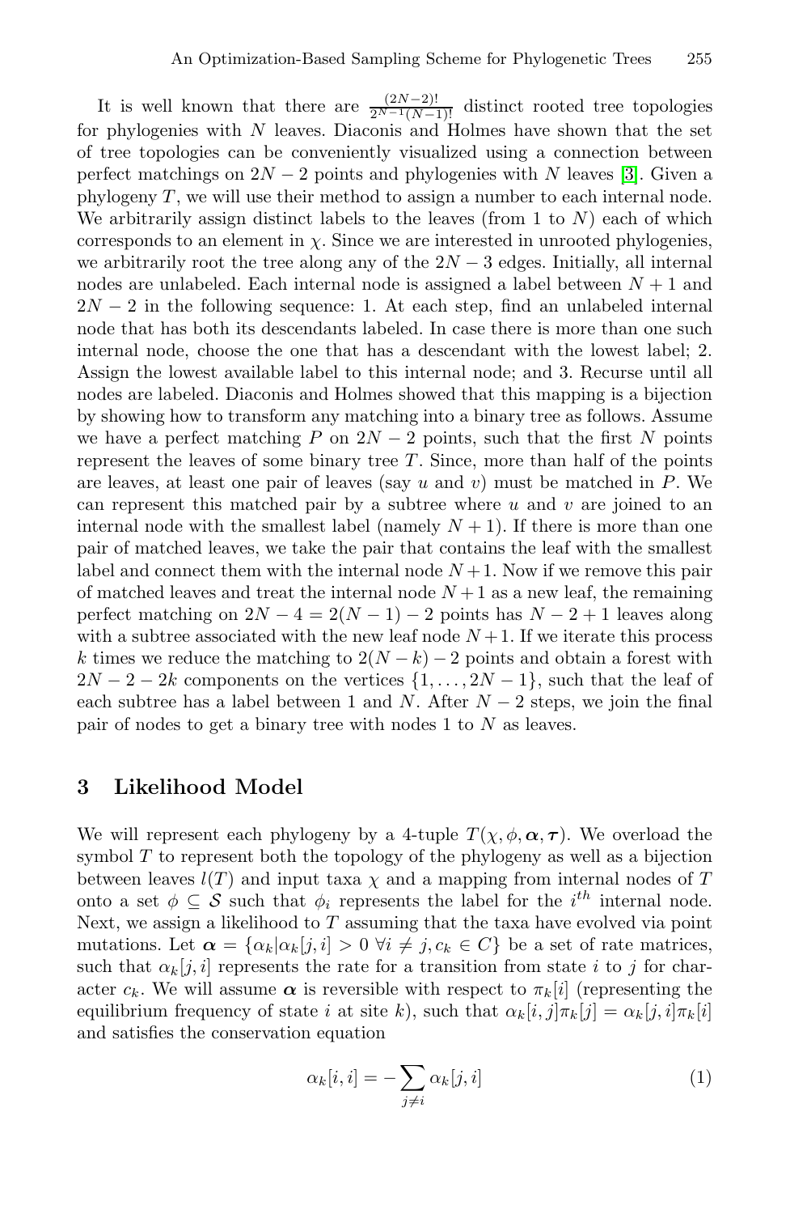It is well known that there are $\frac{(2N-2)!}{2^{N-1}(N-1)!}$ distinct rooted tree topologies for phylogenies with $N$ leaves. Diaconis and Holmes have shown that the set of tree topologies can be conveniently visualized using a connection between perfect matchings on $2N-2$ points and phylogenies with $N$ leaves [3]. Given a phylogeny $T$, we will use their method to assign a number to each internal node. We arbitrarily assign distinct labels to the leaves (from 1 to $N$) each of which corresponds to an element in $\chi$. Since we are interested in unrooted phylogenies, we arbitrarily root the tree along any of the $2N-3$ edges. Initially, all internal nodes are unlabeled. Each internal node is assigned a label between $N+1$ and $2N-2$ in the following sequence: 1. At each step, find an unlabeled internal node that has both its descendants labeled. In case there is more than one such internal node, choose the one that has a descendant with the lowest label; 2. Assign the lowest available label to this internal node; and 3. Recurse until all nodes are labeled. Diaconis and Holmes showed that this mapping is a bijection by showing how to transform any matching into a binary tree as follows. Assume we have a perfect matching $P$ on $2N-2$ points, such that the first $N$ points represent the leaves of some binary tree $T$. Since, more than half of the points are leaves, at least one pair of leaves (say $u$ and $v$) must be matched in $P$. We can represent this matched pair by a subtree where $u$ and $v$ are joined to an internal node with the smallest label (namely $N+1$). If there is more than one pair of matched leaves, we take the pair that contains the leaf with the smallest label and connect them with the internal node $N+1$. Now if we remove this pair of matched leaves and treat the internal node $N+1$ as a new leaf, the remaining perfect matching on $2N-4 = 2(N-1)-2$ points has $N-2+1$ leaves along with a subtree associated with the new leaf node $N+1$. If we iterate this process $k$ times we reduce the matching to $2(N-k)-2$ points and obtain a forest with $2N-2-2k$ components on the vertices $\{1,\ldots,2N-1\}$, such that the leaf of each subtree has a label between 1 and $N$. After $N-2$ steps, we join the final pair of nodes to get a binary tree with nodes 1 to $N$ as leaves.

## 3 Likelihood Model

We will represent each phylogeny by a 4-tuple $T(\chi,\phi,\boldsymbol{\alpha},\boldsymbol{\tau})$. We overload the symbol $T$ to represent both the topology of the phylogeny as well as a bijection between leaves $l(T)$ and input taxa $\chi$ and a mapping from internal nodes of $T$ onto a set $\phi \subseteq \mathcal{S}$ such that $\phi_i$ represents the label for the $i^{th}$ internal node. Next, we assign a likelihood to $T$ assuming that the taxa have evolved via point mutations. Let $\boldsymbol{\alpha} = \{\alpha_k | \alpha_k[j,i] > 0 \;\forall i \neq j, c_k \in C\}$ be a set of rate matrices, such that $\alpha_k[j,i]$ represents the rate for a transition from state $i$ to $j$ for character $c_k$. We will assume $\boldsymbol{\alpha}$ is reversible with respect to $\pi_k[i]$ (representing the equilibrium frequency of state $i$ at site $k$), such that $\alpha_k[i,j]\pi_k[j] = \alpha_k[j,i]\pi_k[i]$ and satisfies the conservation equation

$$\alpha_k[i,i] = -\sum_{j \neq i} \alpha_k[j,i] \tag{1}$$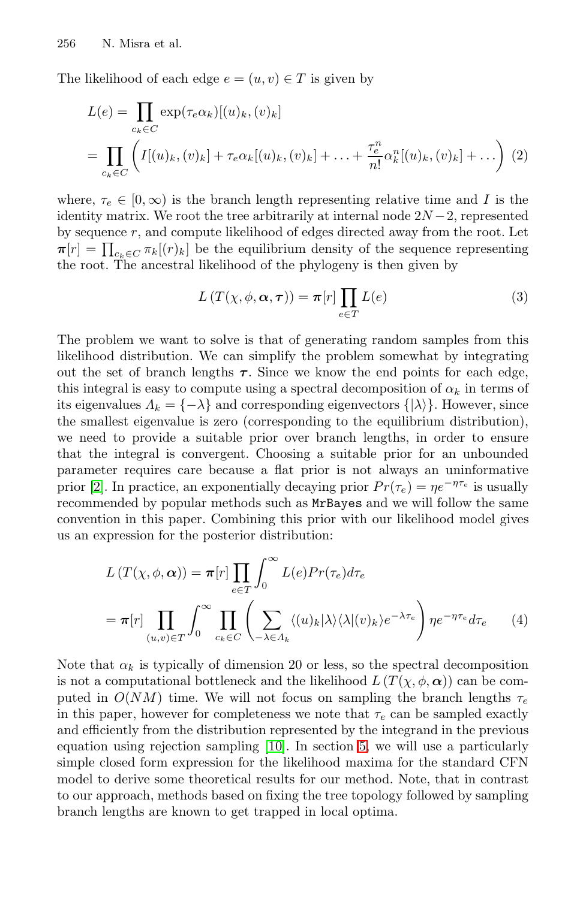The likelihood of each edge $e = (u, v) \in T$ is given by

$$
\begin{aligned}
L(e) &= \prod_{c_k \in C} \exp(\tau_e \alpha_k)[(u)_k, (v)_k] \\
&= \prod_{c_k \in C} \left( I[(u)_k, (v)_k] + \tau_e \alpha_k[(u)_k, (v)_k] + \ldots + \frac{\tau_e^n}{n!} \alpha_k^n[(u)_k, (v)_k] + \ldots \right) \quad (2)
\end{aligned}
$$

where, $\tau_e \in [0, \infty)$ is the branch length representing relative time and $I$ is the identity matrix. We root the tree arbitrarily at internal node $2N-2$, represented by sequence $r$, and compute likelihood of edges directed away from the root. Let $\boldsymbol{\pi}[r] = \prod_{c_k \in C} \pi_k[(r)_k]$ be the equilibrium density of the sequence representing the root. The ancestral likelihood of the phylogeny is then given by

$$
L\left(T(\chi, \phi, \boldsymbol{\alpha}, \boldsymbol{\tau})\right) = \boldsymbol{\pi}[r] \prod_{e \in T} L(e) \quad (3)
$$

The problem we want to solve is that of generating random samples from this likelihood distribution. We can simplify the problem somewhat by integrating out the set of branch lengths $\boldsymbol{\tau}$. Since we know the end points for each edge, this integral is easy to compute using a spectral decomposition of $\alpha_k$ in terms of its eigenvalues $\Lambda_k = \{-\lambda\}$ and corresponding eigenvectors $\{|\lambda\rangle\}$. However, since the smallest eigenvalue is zero (corresponding to the equilibrium distribution), we need to provide a suitable prior over branch lengths, in order to ensure that the integral is convergent. Choosing a suitable prior for an unbounded parameter requires care because a flat prior is not always an uninformative prior [2]. In practice, an exponentially decaying prior $Pr(\tau_e) = \eta e^{-\eta \tau_e}$ is usually recommended by popular methods such as MrBayes and we will follow the same convention in this paper. Combining this prior with our likelihood model gives us an expression for the posterior distribution:

$$
\begin{aligned}
L\left(T(\chi, \phi, \boldsymbol{\alpha})\right) &= \boldsymbol{\pi}[r] \prod_{e \in T} \int_0^\infty L(e) Pr(\tau_e) d\tau_e \\
&= \boldsymbol{\pi}[r] \prod_{(u,v) \in T} \int_0^\infty \prod_{c_k \in C} \left( \sum_{-\lambda \in \Lambda_k} \langle (u)_k | \lambda \rangle \langle \lambda | (v)_k \rangle e^{-\lambda \tau_e} \right) \eta e^{-\eta \tau_e} d\tau_e \quad (4)
\end{aligned}
$$

Note that $\alpha_k$ is typically of dimension 20 or less, so the spectral decomposition is not a computational bottleneck and the likelihood $L\left(T(\chi, \phi, \boldsymbol{\alpha})\right)$ can be computed in $O(NM)$ time. We will not focus on sampling the branch lengths $\tau_e$ in this paper, however for completeness we note that $\tau_e$ can be sampled exactly and efficiently from the distribution represented by the integrand in the previous equation using rejection sampling [10]. In section 5, we will use a particularly simple closed form expression for the likelihood maxima for the standard CFN model to derive some theoretical results for our method. Note, that in contrast to our approach, methods based on fixing the tree topology followed by sampling branch lengths are known to get trapped in local optima.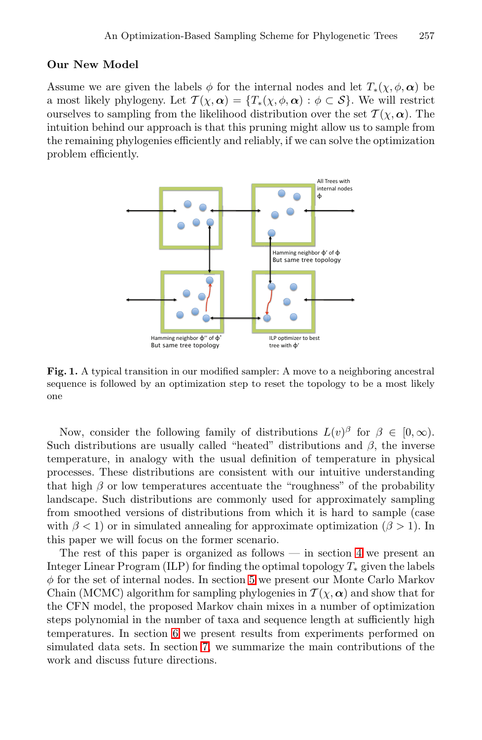### Our New Model

Assume we are given the labels $\phi$ for the internal nodes and let $T_*(\chi, \phi, \boldsymbol{\alpha})$ be a most likely phylogeny. Let $\mathcal{T}(\chi, \boldsymbol{\alpha}) = \{T_*(\chi, \phi, \boldsymbol{\alpha}) : \phi \subset \mathcal{S}\}$. We will restrict ourselves to sampling from the likelihood distribution over the set $\mathcal{T}(\chi, \boldsymbol{\alpha})$. The intuition behind our approach is that this pruning might allow us to sample from the remaining phylogenies efficiently and reliably, if we can solve the optimization problem efficiently.

**Fig. 1.** A typical transition in our modified sampler: A move to a neighboring ancestral sequence is followed by an optimization step to reset the topology to be a most likely one

Now, consider the following family of distributions $L(v)^\beta$ for $\beta \in [0, \infty)$. Such distributions are usually called "heated" distributions and $\beta$, the inverse temperature, in analogy with the usual definition of temperature in physical processes. These distributions are consistent with our intuitive understanding that high $\beta$ or low temperatures accentuate the "roughness" of the probability landscape. Such distributions are commonly used for approximately sampling from smoothed versions of distributions from which it is hard to sample (case with $\beta < 1$) or in simulated annealing for approximate optimization ($\beta > 1$). In this paper we will focus on the former scenario.

The rest of this paper is organized as follows — in section 4 we present an Integer Linear Program (ILP) for finding the optimal topology $T_*$ given the labels $\phi$ for the set of internal nodes. In section 5 we present our Monte Carlo Markov Chain (MCMC) algorithm for sampling phylogenies in $\mathcal{T}(\chi, \boldsymbol{\alpha})$ and show that for the CFN model, the proposed Markov chain mixes in a number of optimization steps polynomial in the number of taxa and sequence length at sufficiently high temperatures. In section 6 we present results from experiments performed on simulated data sets. In section 7, we summarize the main contributions of the work and discuss future directions.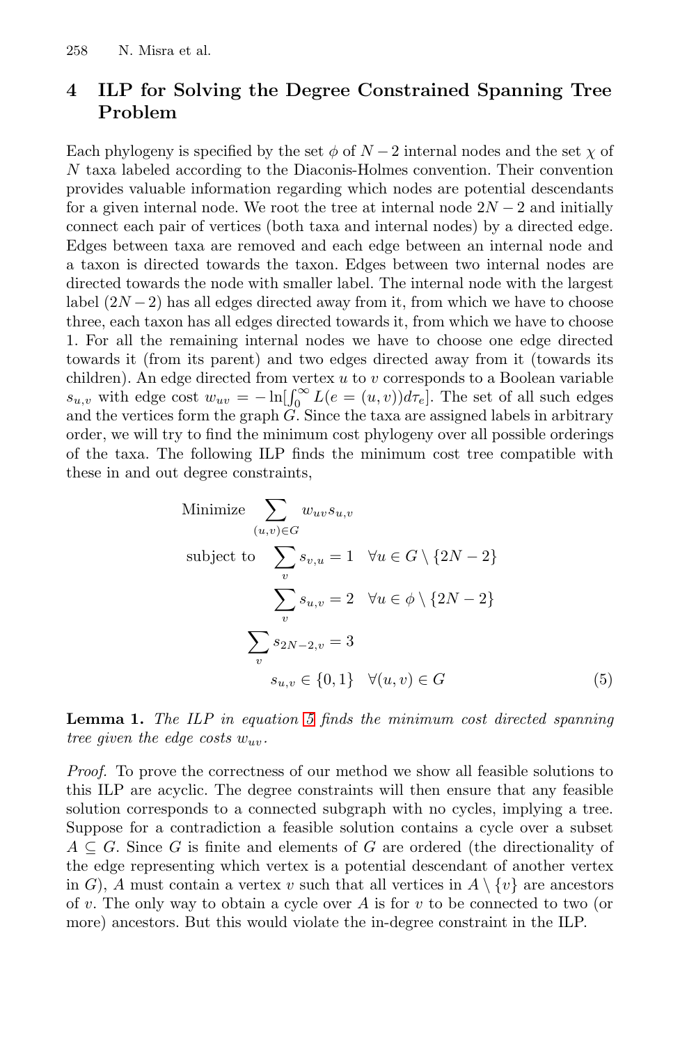## 4 ILP for Solving the Degree Constrained Spanning Tree Problem

Each phylogeny is specified by the set $\phi$ of $N-2$ internal nodes and the set $\chi$ of $N$ taxa labeled according to the Diaconis-Holmes convention. Their convention provides valuable information regarding which nodes are potential descendants for a given internal node. We root the tree at internal node $2N-2$ and initially connect each pair of vertices (both taxa and internal nodes) by a directed edge. Edges between taxa are removed and each edge between an internal node and a taxon is directed towards the taxon. Edges between two internal nodes are directed towards the node with smaller label. The internal node with the largest label $(2N-2)$ has all edges directed away from it, from which we have to choose three, each taxon has all edges directed towards it, from which we have to choose 1. For all the remaining internal nodes we have to choose one edge directed towards it (from its parent) and two edges directed away from it (towards its children). An edge directed from vertex $u$ to $v$ corresponds to a Boolean variable $s_{u,v}$ with edge cost $w_{uv} = -\ln[\int_0^\infty L(e=(u,v))d\tau_e]$. The set of all such edges and the vertices form the graph $G$. Since the taxa are assigned labels in arbitrary order, we will try to find the minimum cost phylogeny over all possible orderings of the taxa. The following ILP finds the minimum cost tree compatible with these in and out degree constraints,

$$
\begin{aligned}
\text{Minimize} \quad & \sum_{(u,v)\in G} w_{uv} s_{u,v} \\
\text{subject to} \quad & \sum_{v} s_{v,u} = 1 \quad \forall u \in G \setminus \{2N-2\} \\
& \sum_{v} s_{u,v} = 2 \quad \forall u \in \phi \setminus \{2N-2\} \\
& \sum_{v} s_{2N-2,v} = 3 \\
& s_{u,v} \in \{0,1\} \quad \forall (u,v) \in G
\end{aligned}
\tag{5}
$$

**Lemma 1.** *The ILP in equation 5 finds the minimum cost directed spanning tree given the edge costs $w_{uv}$.*

*Proof.* To prove the correctness of our method we show all feasible solutions to this ILP are acyclic. The degree constraints will then ensure that any feasible solution corresponds to a connected subgraph with no cycles, implying a tree. Suppose for a contradiction a feasible solution contains a cycle over a subset $A \subseteq G$. Since $G$ is finite and elements of $G$ are ordered (the directionality of the edge representing which vertex is a potential descendant of another vertex in $G$), $A$ must contain a vertex $v$ such that all vertices in $A \setminus \{v\}$ are ancestors of $v$. The only way to obtain a cycle over $A$ is for $v$ to be connected to two (or more) ancestors. But this would violate the in-degree constraint in the ILP.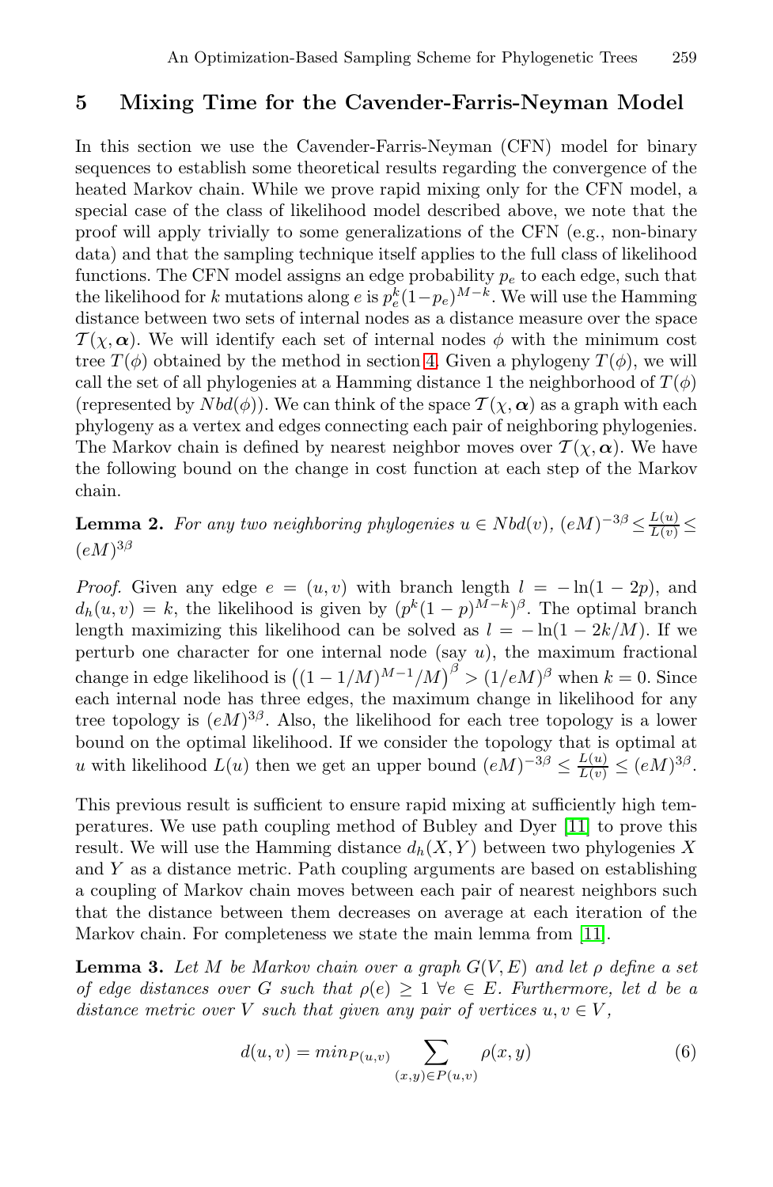## 5 Mixing Time for the Cavender-Farris-Neyman Model

In this section we use the Cavender-Farris-Neyman (CFN) model for binary sequences to establish some theoretical results regarding the convergence of the heated Markov chain. While we prove rapid mixing only for the CFN model, a special case of the class of likelihood model described above, we note that the proof will apply trivially to some generalizations of the CFN (e.g., non-binary data) and that the sampling technique itself applies to the full class of likelihood functions. The CFN model assigns an edge probability $p_e$ to each edge, such that the likelihood for $k$ mutations along $e$ is $p_e^k(1-p_e)^{M-k}$. We will use the Hamming distance between two sets of internal nodes as a distance measure over the space $\mathcal{T}(\chi, \boldsymbol{\alpha})$. We will identify each set of internal nodes $\phi$ with the minimum cost tree $T(\phi)$ obtained by the method in section 4. Given a phylogeny $T(\phi)$, we will call the set of all phylogenies at a Hamming distance 1 the neighborhood of $T(\phi)$ (represented by $Nbd(\phi)$). We can think of the space $\mathcal{T}(\chi, \boldsymbol{\alpha})$ as a graph with each phylogeny as a vertex and edges connecting each pair of neighboring phylogenies. The Markov chain is defined by nearest neighbor moves over $\mathcal{T}(\chi, \boldsymbol{\alpha})$. We have the following bound on the change in cost function at each step of the Markov chain.

**Lemma 2.** *For any two neighboring phylogenies* $u \in Nbd(v)$, $(eM)^{-3\beta} \leq \frac{L(u)}{L(v)} \leq (eM)^{3\beta}$

*Proof.* Given any edge $e = (u, v)$ with branch length $l = -\ln(1-2p)$, and $d_h(u, v) = k$, the likelihood is given by $(p^k(1-p)^{M-k})^\beta$. The optimal branch length maximizing this likelihood can be solved as $l = -\ln(1-2k/M)$. If we perturb one character for one internal node (say $u$), the maximum fractional change in edge likelihood is $\left((1-1/M)^{M-1}/M\right)^\beta > (1/eM)^\beta$ when $k = 0$. Since each internal node has three edges, the maximum change in likelihood for any tree topology is $(eM)^{3\beta}$. Also, the likelihood for each tree topology is a lower bound on the optimal likelihood. If we consider the topology that is optimal at $u$ with likelihood $L(u)$ then we get an upper bound $(eM)^{-3\beta} \leq \frac{L(u)}{L(v)} \leq (eM)^{3\beta}$.

This previous result is sufficient to ensure rapid mixing at sufficiently high temperatures. We use path coupling method of Bubley and Dyer [11] to prove this result. We will use the Hamming distance $d_h(X, Y)$ between two phylogenies $X$ and $Y$ as a distance metric. Path coupling arguments are based on establishing a coupling of Markov chain moves between each pair of nearest neighbors such that the distance between them decreases on average at each iteration of the Markov chain. For completeness we state the main lemma from [11].

**Lemma 3.** *Let $M$ be Markov chain over a graph $G(V, E)$ and let $\rho$ define a set of edge distances over $G$ such that $\rho(e) \geq 1$ $\forall e \in E$. Furthermore, let $d$ be a distance metric over $V$ such that given any pair of vertices $u, v \in V$,*

$$d(u, v) = min_{P(u,v)} \sum_{(x,y) \in P(u,v)} \rho(x, y) \tag{6}$$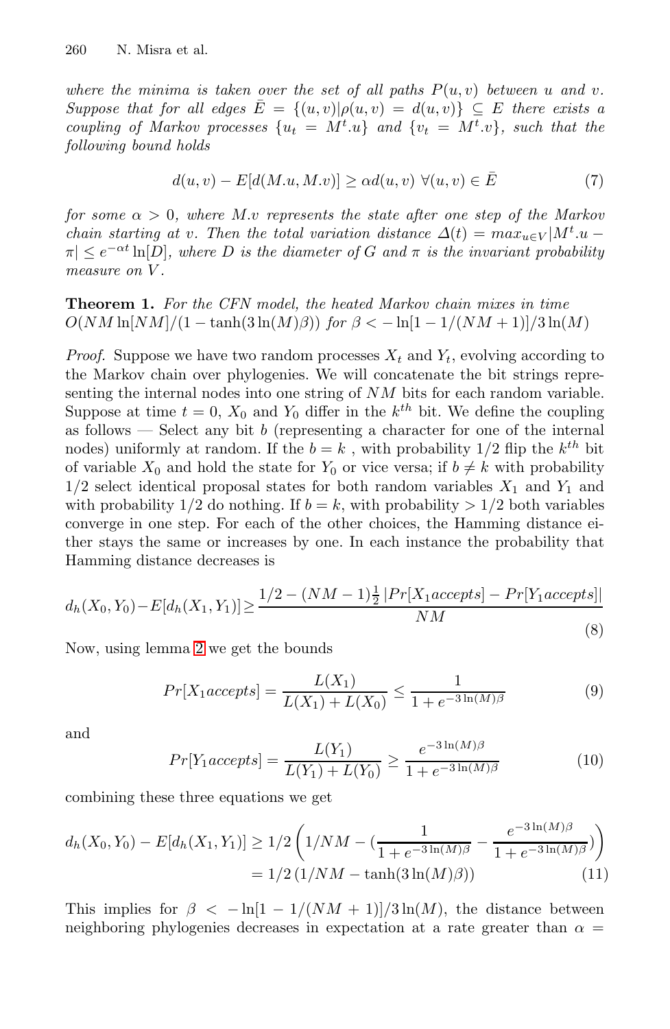*where the minima is taken over the set of all paths $P(u, v)$ between $u$ and $v$. Suppose that for all edges $\bar{E} = \{(u, v)|\rho(u, v) = d(u, v)\} \subseteq E$ there exists a coupling of Markov processes $\{u_t = M^t.u\}$ and $\{v_t = M^t.v\}$, such that the following bound holds*

$$d(u, v) - E[d(M.u, M.v)] \geq \alpha d(u, v) \;\forall (u, v) \in \bar{E} \tag{7}$$

*for some $\alpha > 0$, where $M.v$ represents the state after one step of the Markov chain starting at $v$. Then the total variation distance $\Delta(t) = max_{u \in V}|M^t.u - \pi| \leq e^{-\alpha t}\ln[D]$, where $D$ is the diameter of $G$ and $\pi$ is the invariant probability measure on $V$.*

**Theorem 1.** *For the CFN model, the heated Markov chain mixes in time $O(NM\ln[NM]/(1 - \tanh(3\ln(M)\beta))$ for $\beta < -\ln[1 - 1/(NM + 1)]/3\ln(M)$*

*Proof.* Suppose we have two random processes $X_t$ and $Y_t$, evolving according to the Markov chain over phylogenies. We will concatenate the bit strings representing the internal nodes into one string of $NM$ bits for each random variable. Suppose at time $t = 0$, $X_0$ and $Y_0$ differ in the $k^{th}$ bit. We define the coupling as follows — Select any bit $b$ (representing a character for one of the internal nodes) uniformly at random. If the $b = k$ , with probability $1/2$ flip the $k^{th}$ bit of variable $X_0$ and hold the state for $Y_0$ or vice versa; if $b \neq k$ with probability $1/2$ select identical proposal states for both random variables $X_1$ and $Y_1$ and with probability $1/2$ do nothing. If $b = k$, with probability $> 1/2$ both variables converge in one step. For each of the other choices, the Hamming distance either stays the same or increases by one. In each instance the probability that Hamming distance decreases is

$$d_h(X_0, Y_0) - E[d_h(X_1, Y_1)] \geq \frac{1/2 - (NM - 1)\frac{1}{2}\left|Pr[X_1 accepts] - Pr[Y_1 accepts]\right|}{NM} \tag{8}$$

Now, using lemma 2 we get the bounds

$$Pr[X_1 accepts] = \frac{L(X_1)}{L(X_1) + L(X_0)} \leq \frac{1}{1 + e^{-3\ln(M)\beta}} \tag{9}$$

and

$$Pr[Y_1 accepts] = \frac{L(Y_1)}{L(Y_1) + L(Y_0)} \geq \frac{e^{-3\ln(M)\beta}}{1 + e^{-3\ln(M)\beta}} \tag{10}$$

combining these three equations we get

$$\begin{aligned} d_h(X_0, Y_0) - E[d_h(X_1, Y_1)] &\geq 1/2\left(1/NM - \left(\frac{1}{1 + e^{-3\ln(M)\beta}} - \frac{e^{-3\ln(M)\beta}}{1 + e^{-3\ln(M)\beta}}\right)\right) \\ &= 1/2\left(1/NM - \tanh(3\ln(M)\beta)\right) \end{aligned} \tag{11}$$

This implies for $\beta < -\ln[1 - 1/(NM + 1)]/3\ln(M)$, the distance between neighboring phylogenies decreases in expectation at a rate greater than $\alpha =$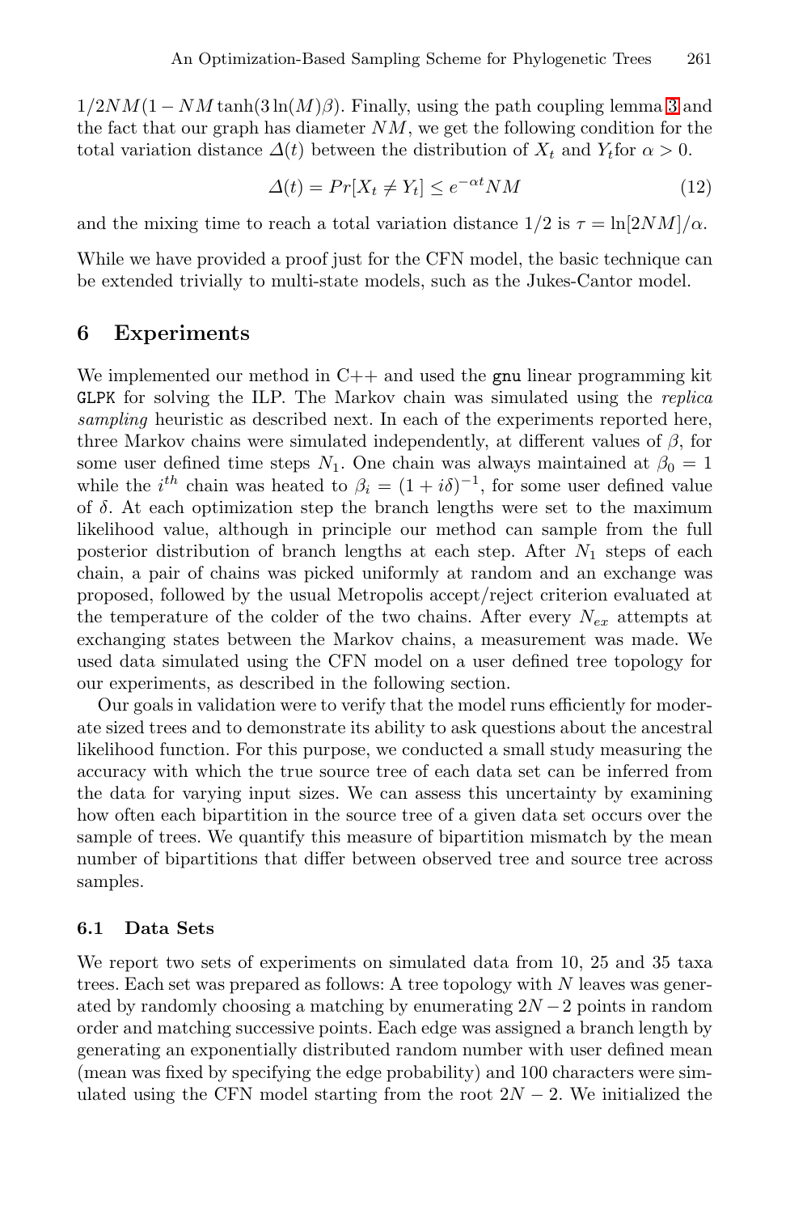$1/2NM(1 - NM\tanh(3\ln(M)\beta)$. Finally, using the path coupling lemma 3 and the fact that our graph has diameter $NM$, we get the following condition for the total variation distance $\Delta(t)$ between the distribution of $X_t$ and $Y_t$for $\alpha > 0$.

$$\Delta(t) = Pr[X_t \neq Y_t] \leq e^{-\alpha t}NM \tag{12}$$

and the mixing time to reach a total variation distance 1/2 is $\tau = \ln[2NM]/\alpha$.

While we have provided a proof just for the CFN model, the basic technique can be extended trivially to multi-state models, such as the Jukes-Cantor model.

## 6 Experiments

We implemented our method in C++ and used the `gnu` linear programming kit `GLPK` for solving the ILP. The Markov chain was simulated using the *replica sampling* heuristic as described next. In each of the experiments reported here, three Markov chains were simulated independently, at different values of $\beta$, for some user defined time steps $N_1$. One chain was always maintained at $\beta_0 = 1$ while the $i^{th}$ chain was heated to $\beta_i = (1 + i\delta)^{-1}$, for some user defined value of $\delta$. At each optimization step the branch lengths were set to the maximum likelihood value, although in principle our method can sample from the full posterior distribution of branch lengths at each step. After $N_1$ steps of each chain, a pair of chains was picked uniformly at random and an exchange was proposed, followed by the usual Metropolis accept/reject criterion evaluated at the temperature of the colder of the two chains. After every $N_{ex}$ attempts at exchanging states between the Markov chains, a measurement was made. We used data simulated using the CFN model on a user defined tree topology for our experiments, as described in the following section.

Our goals in validation were to verify that the model runs efficiently for moderate sized trees and to demonstrate its ability to ask questions about the ancestral likelihood function. For this purpose, we conducted a small study measuring the accuracy with which the true source tree of each data set can be inferred from the data for varying input sizes. We can assess this uncertainty by examining how often each bipartition in the source tree of a given data set occurs over the sample of trees. We quantify this measure of bipartition mismatch by the mean number of bipartitions that differ between observed tree and source tree across samples.

### 6.1 Data Sets

We report two sets of experiments on simulated data from 10, 25 and 35 taxa trees. Each set was prepared as follows: A tree topology with $N$ leaves was generated by randomly choosing a matching by enumerating $2N-2$ points in random order and matching successive points. Each edge was assigned a branch length by generating an exponentially distributed random number with user defined mean (mean was fixed by specifying the edge probability) and 100 characters were simulated using the CFN model starting from the root $2N - 2$. We initialized the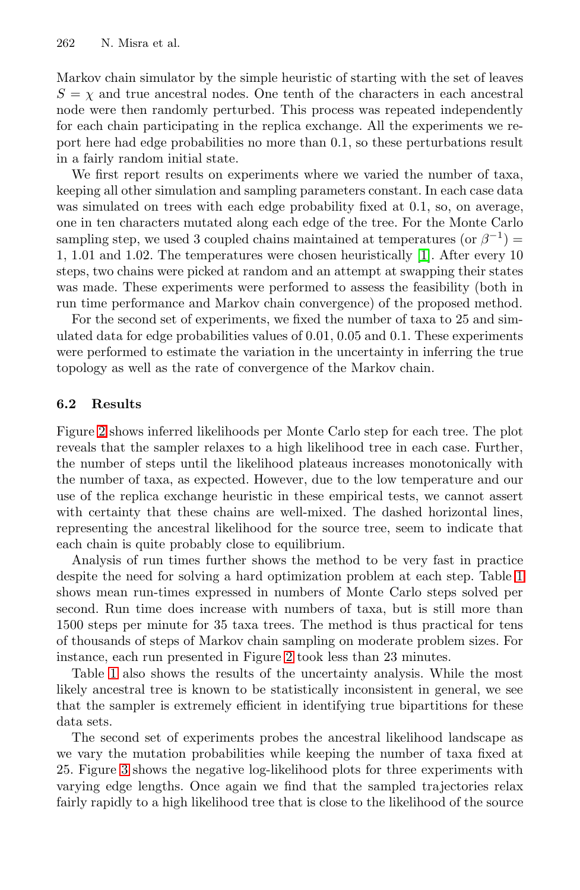Markov chain simulator by the simple heuristic of starting with the set of leaves $S = \chi$ and true ancestral nodes. One tenth of the characters in each ancestral node were then randomly perturbed. This process was repeated independently for each chain participating in the replica exchange. All the experiments we report here had edge probabilities no more than 0.1, so these perturbations result in a fairly random initial state.

We first report results on experiments where we varied the number of taxa, keeping all other simulation and sampling parameters constant. In each case data was simulated on trees with each edge probability fixed at 0.1, so, on average, one in ten characters mutated along each edge of the tree. For the Monte Carlo sampling step, we used 3 coupled chains maintained at temperatures (or $\beta^{-1}$) = 1, 1.01 and 1.02. The temperatures were chosen heuristically [1]. After every 10 steps, two chains were picked at random and an attempt at swapping their states was made. These experiments were performed to assess the feasibility (both in run time performance and Markov chain convergence) of the proposed method.

For the second set of experiments, we fixed the number of taxa to 25 and simulated data for edge probabilities values of 0.01, 0.05 and 0.1. These experiments were performed to estimate the variation in the uncertainty in inferring the true topology as well as the rate of convergence of the Markov chain.

### 6.2 Results

Figure 2 shows inferred likelihoods per Monte Carlo step for each tree. The plot reveals that the sampler relaxes to a high likelihood tree in each case. Further, the number of steps until the likelihood plateaus increases monotonically with the number of taxa, as expected. However, due to the low temperature and our use of the replica exchange heuristic in these empirical tests, we cannot assert with certainty that these chains are well-mixed. The dashed horizontal lines, representing the ancestral likelihood for the source tree, seem to indicate that each chain is quite probably close to equilibrium.

Analysis of run times further shows the method to be very fast in practice despite the need for solving a hard optimization problem at each step. Table 1 shows mean run-times expressed in numbers of Monte Carlo steps solved per second. Run time does increase with numbers of taxa, but is still more than 1500 steps per minute for 35 taxa trees. The method is thus practical for tens of thousands of steps of Markov chain sampling on moderate problem sizes. For instance, each run presented in Figure 2 took less than 23 minutes.

Table 1 also shows the results of the uncertainty analysis. While the most likely ancestral tree is known to be statistically inconsistent in general, we see that the sampler is extremely efficient in identifying true bipartitions for these data sets.

The second set of experiments probes the ancestral likelihood landscape as we vary the mutation probabilities while keeping the number of taxa fixed at 25. Figure 3 shows the negative log-likelihood plots for three experiments with varying edge lengths. Once again we find that the sampled trajectories relax fairly rapidly to a high likelihood tree that is close to the likelihood of the source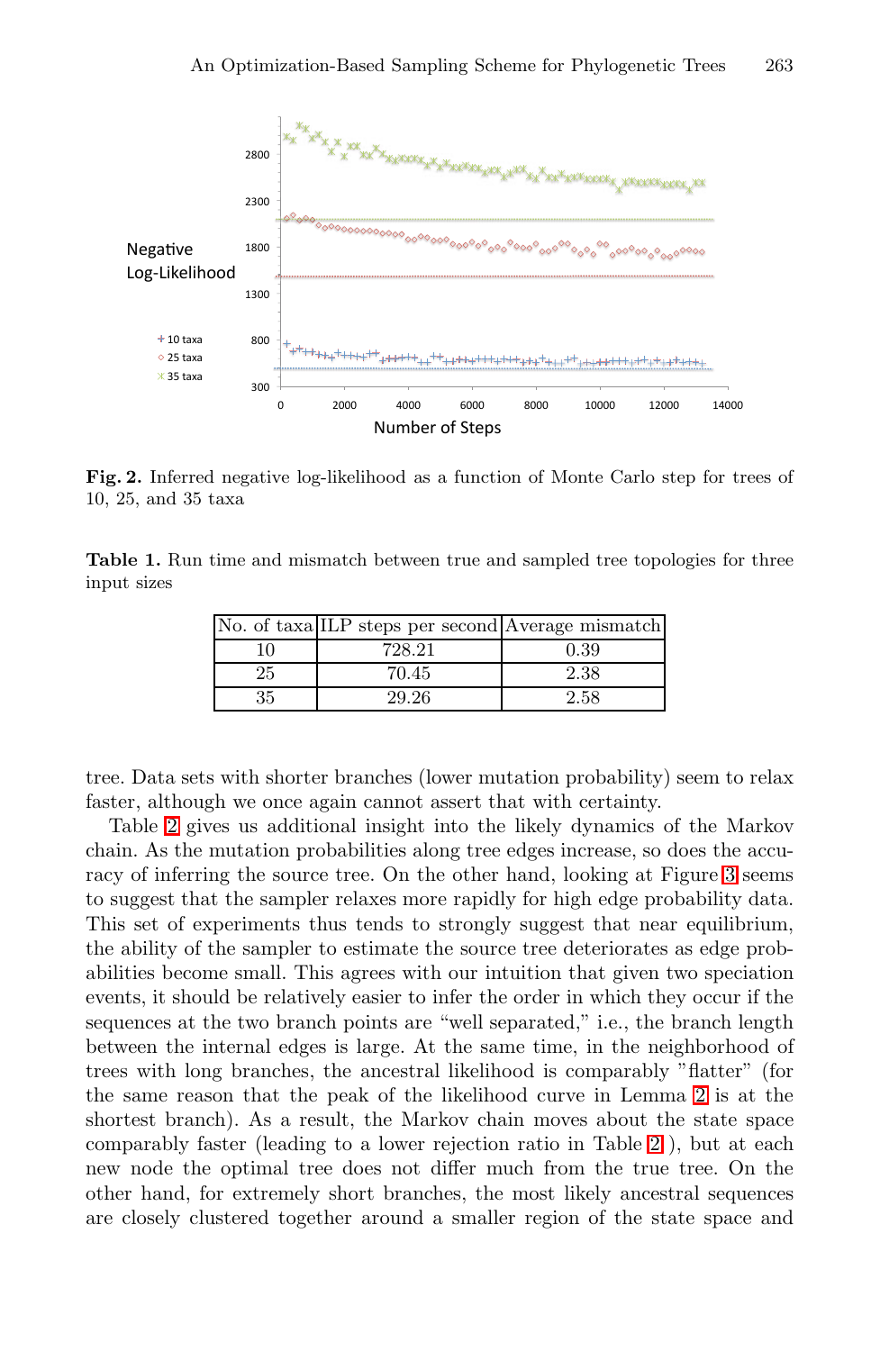**Fig. 2.** Inferred negative log-likelihood as a function of Monte Carlo step for trees of 10, 25, and 35 taxa

**Table 1.** Run time and mismatch between true and sampled tree topologies for three input sizes

| No. of taxa | ILP steps per second | Average mismatch |
|---|---|---|
| 10 | 728.21 | 0.39 |
| 25 | 70.45 | 2.38 |
| 35 | 29.26 | 2.58 |

tree. Data sets with shorter branches (lower mutation probability) seem to relax faster, although we once again cannot assert that with certainty.

Table 2 gives us additional insight into the likely dynamics of the Markov chain. As the mutation probabilities along tree edges increase, so does the accuracy of inferring the source tree. On the other hand, looking at Figure 3 seems to suggest that the sampler relaxes more rapidly for high edge probability data. This set of experiments thus tends to strongly suggest that near equilibrium, the ability of the sampler to estimate the source tree deteriorates as edge probabilities become small. This agrees with our intuition that given two speciation events, it should be relatively easier to infer the order in which they occur if the sequences at the two branch points are "well separated," i.e., the branch length between the internal edges is large. At the same time, in the neighborhood of trees with long branches, the ancestral likelihood is comparably "flatter" (for the same reason that the peak of the likelihood curve in Lemma 2 is at the shortest branch). As a result, the Markov chain moves about the state space comparably faster (leading to a lower rejection ratio in Table 2 ), but at each new node the optimal tree does not differ much from the true tree. On the other hand, for extremely short branches, the most likely ancestral sequences are closely clustered together around a smaller region of the state space and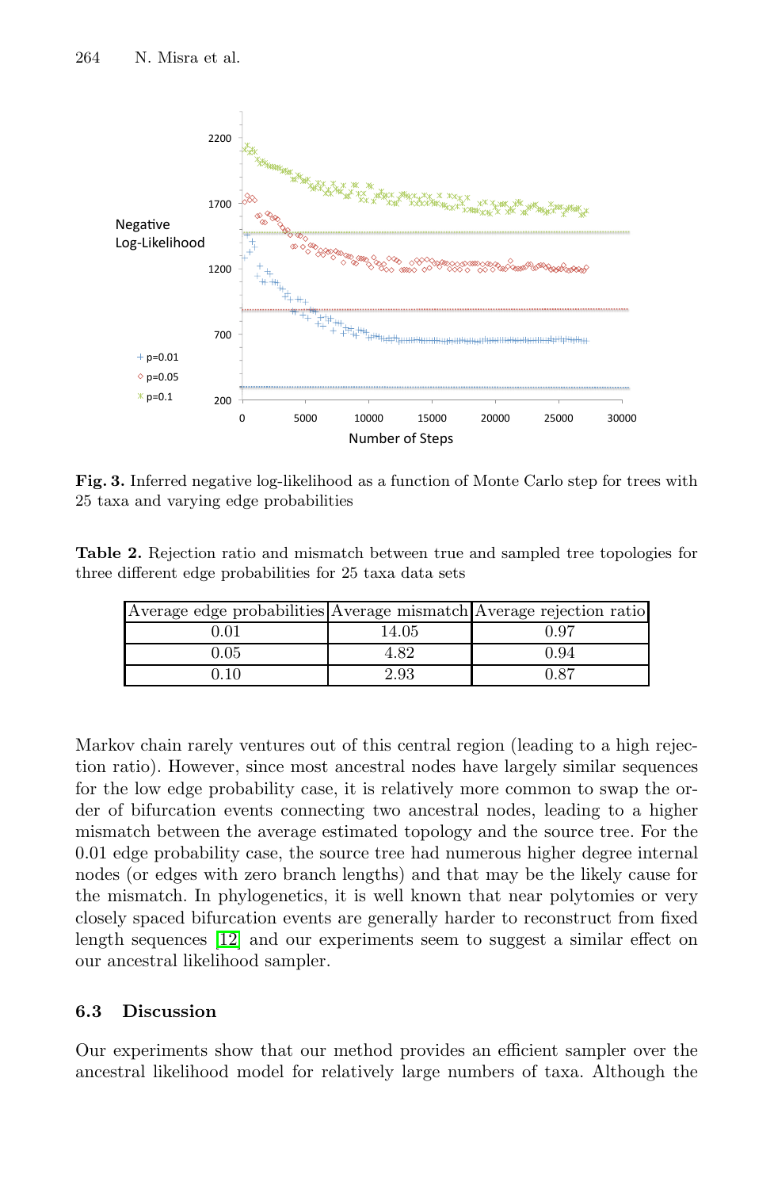**Fig. 3.** Inferred negative log-likelihood as a function of Monte Carlo step for trees with 25 taxa and varying edge probabilities

**Table 2.** Rejection ratio and mismatch between true and sampled tree topologies for three different edge probabilities for 25 taxa data sets

| Average edge probabilities | Average mismatch | Average rejection ratio |
|---|---|---|
| 0.01 | 14.05 | 0.97 |
| 0.05 | 4.82 | 0.94 |
| 0.10 | 2.93 | 0.87 |

Markov chain rarely ventures out of this central region (leading to a high rejection ratio). However, since most ancestral nodes have largely similar sequences for the low edge probability case, it is relatively more common to swap the order of bifurcation events connecting two ancestral nodes, leading to a higher mismatch between the average estimated topology and the source tree. For the 0.01 edge probability case, the source tree had numerous higher degree internal nodes (or edges with zero branch lengths) and that may be the likely cause for the mismatch. In phylogenetics, it is well known that near polytomies or very closely spaced bifurcation events are generally harder to reconstruct from fixed length sequences [12] and our experiments seem to suggest a similar effect on our ancestral likelihood sampler.

### 6.3 Discussion

Our experiments show that our method provides an efficient sampler over the ancestral likelihood model for relatively large numbers of taxa. Although the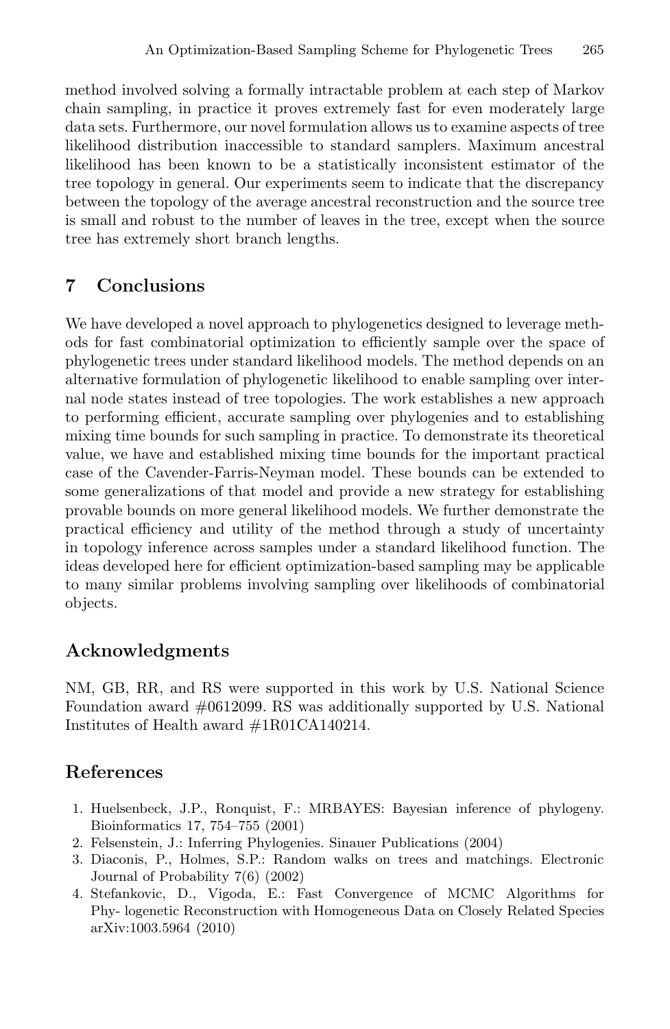method involved solving a formally intractable problem at each step of Markov chain sampling, in practice it proves extremely fast for even moderately large data sets. Furthermore, our novel formulation allows us to examine aspects of tree likelihood distribution inaccessible to standard samplers. Maximum ancestral likelihood has been known to be a statistically inconsistent estimator of the tree topology in general. Our experiments seem to indicate that the discrepancy between the topology of the average ancestral reconstruction and the source tree is small and robust to the number of leaves in the tree, except when the source tree has extremely short branch lengths.

## 7 Conclusions

We have developed a novel approach to phylogenetics designed to leverage methods for fast combinatorial optimization to efficiently sample over the space of phylogenetic trees under standard likelihood models. The method depends on an alternative formulation of phylogenetic likelihood to enable sampling over internal node states instead of tree topologies. The work establishes a new approach to performing efficient, accurate sampling over phylogenies and to establishing mixing time bounds for such sampling in practice. To demonstrate its theoretical value, we have and established mixing time bounds for the important practical case of the Cavender-Farris-Neyman model. These bounds can be extended to some generalizations of that model and provide a new strategy for establishing provable bounds on more general likelihood models. We further demonstrate the practical efficiency and utility of the method through a study of uncertainty in topology inference across samples under a standard likelihood function. The ideas developed here for efficient optimization-based sampling may be applicable to many similar problems involving sampling over likelihoods of combinatorial objects.

## Acknowledgments

NM, GB, RR, and RS were supported in this work by U.S. National Science Foundation award #0612099. RS was additionally supported by U.S. National Institutes of Health award #1R01CA140214.

## References

1. Huelsenbeck, J.P., Ronquist, F.: MRBAYES: Bayesian inference of phylogeny. Bioinformatics 17, 754–755 (2001)
2. Felsenstein, J.: Inferring Phylogenies. Sinauer Publications (2004)
3. Diaconis, P., Holmes, S.P.: Random walks on trees and matchings. Electronic Journal of Probability 7(6) (2002)
4. Stefankovic, D., Vigoda, E.: Fast Convergence of MCMC Algorithms for Phy- logenetic Reconstruction with Homogeneous Data on Closely Related Species arXiv:1003.5964 (2010)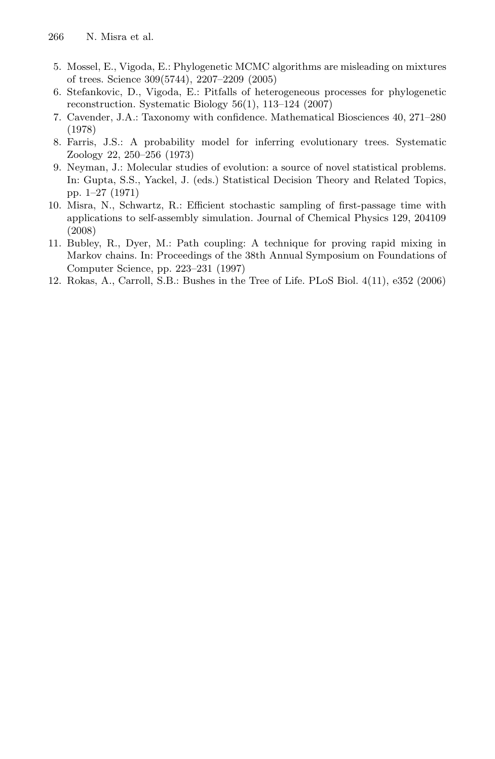5. Mossel, E., Vigoda, E.: Phylogenetic MCMC algorithms are misleading on mixtures of trees. Science 309(5744), 2207–2209 (2005)
6. Stefankovic, D., Vigoda, E.: Pitfalls of heterogeneous processes for phylogenetic reconstruction. Systematic Biology 56(1), 113–124 (2007)
7. Cavender, J.A.: Taxonomy with confidence. Mathematical Biosciences 40, 271–280 (1978)
8. Farris, J.S.: A probability model for inferring evolutionary trees. Systematic Zoology 22, 250–256 (1973)
9. Neyman, J.: Molecular studies of evolution: a source of novel statistical problems. In: Gupta, S.S., Yackel, J. (eds.) Statistical Decision Theory and Related Topics, pp. 1–27 (1971)
10. Misra, N., Schwartz, R.: Efficient stochastic sampling of first-passage time with applications to self-assembly simulation. Journal of Chemical Physics 129, 204109 (2008)
11. Bubley, R., Dyer, M.: Path coupling: A technique for proving rapid mixing in Markov chains. In: Proceedings of the 38th Annual Symposium on Foundations of Computer Science, pp. 223–231 (1997)
12. Rokas, A., Carroll, S.B.: Bushes in the Tree of Life. PLoS Biol. 4(11), e352 (2006)